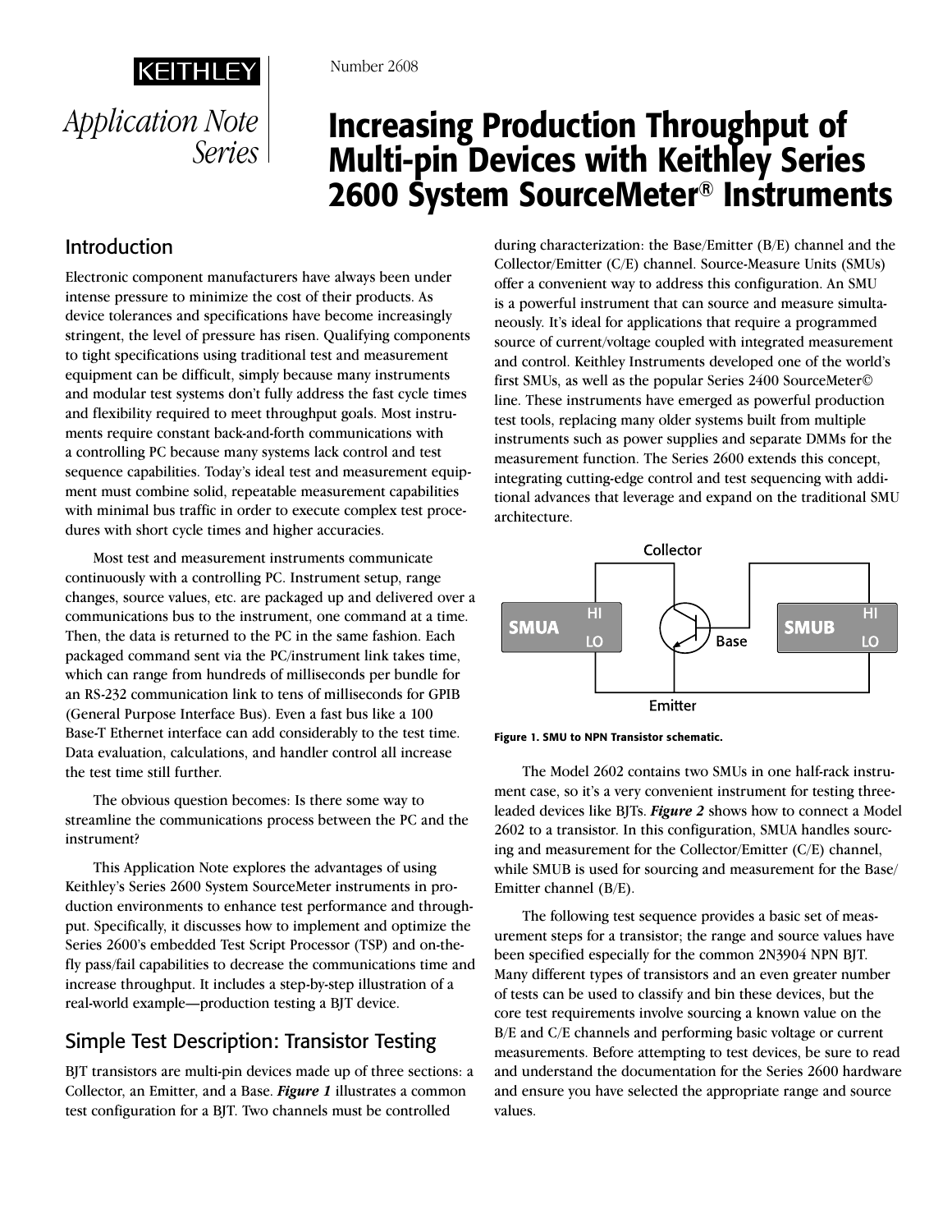KEITHLEY

*Application Note Series*

Number 2608

# Increasing Production Throughput of Multi-pin Devices with Keithley Series 2600 System SourceMeter® Instruments

## Introduction

Electronic component manufacturers have always been under intense pressure to minimize the cost of their products. As device tolerances and specifications have become increasingly stringent, the level of pressure has risen. Qualifying components to tight specifications using traditional test and measurement equipment can be difficult, simply because many instruments and modular test systems don't fully address the fast cycle times and flexibility required to meet throughput goals. Most instruments require constant back-and-forth communications with a controlling PC because many systems lack control and test sequence capabilities. Today's ideal test and measurement equipment must combine solid, repeatable measurement capabilities with minimal bus traffic in order to execute complex test procedures with short cycle times and higher accuracies.

Most test and measurement instruments communicate continuously with a controlling PC. Instrument setup, range changes, source values, etc. are packaged up and delivered over a communications bus to the instrument, one command at a time. Then, the data is returned to the PC in the same fashion. Each packaged command sent via the PC/instrument link takes time, which can range from hundreds of milliseconds per bundle for an RS-232 communication link to tens of milliseconds for GPIB (General Purpose Interface Bus). Even a fast bus like a 100 Base-T Ethernet interface can add considerably to the test time. Data evaluation, calculations, and handler control all increase the test time still further.

The obvious question becomes: Is there some way to streamline the communications process between the PC and the instrument?

This Application Note explores the advantages of using Keithley's Series 2600 System SourceMeter instruments in production environments to enhance test performance and throughput. Specifically, it discusses how to implement and optimize the Series 2600's embedded Test Script Processor (TSP) and on-the-fly pass/fail capabilities to decrease the communications time and increase throughput. It includes a step-by-step illustration of a real-world example—production testing a BJT device.

## Simple Test Description: Transistor Testing

BJT transistors are multi-pin devices made up of three sections: a Collector, an Emitter, and a Base. ***Figure 1*** illustrates a common test configuration for a BJT. Two channels must be controlled during characterization: the Base/Emitter (B/E) channel and the Collector/Emitter (C/E) channel. Source-Measure Units (SMUs) offer a convenient way to address this configuration. An SMU is a powerful instrument that can source and measure simultaneously. It's ideal for applications that require a programmed source of current/voltage coupled with integrated measurement and control. Keithley Instruments developed one of the world's first SMUs, as well as the popular Series 2400 SourceMeter© line. These instruments have emerged as powerful production test tools, replacing many older systems built from multiple instruments such as power supplies and separate DMMs for the measurement function. The Series 2600 extends this concept, integrating cutting-edge control and test sequencing with additional advances that leverage and expand on the traditional SMU architecture.

**Figure 1. SMU to NPN Transistor schematic.**

The Model 2602 contains two SMUs in one half-rack instrument case, so it's a very convenient instrument for testing three-leaded devices like BJTs. ***Figure 2*** shows how to connect a Model 2602 to a transistor. In this configuration, SMUA handles sourcing and measurement for the Collector/Emitter (C/E) channel, while SMUB is used for sourcing and measurement for the Base/Emitter channel (B/E).

The following test sequence provides a basic set of measurement steps for a transistor; the range and source values have been specified especially for the common 2N3904 NPN BJT. Many different types of transistors and an even greater number of tests can be used to classify and bin these devices, but the core test requirements involve sourcing a known value on the B/E and C/E channels and performing basic voltage or current measurements. Before attempting to test devices, be sure to read and understand the documentation for the Series 2600 hardware and ensure you have selected the appropriate range and source values.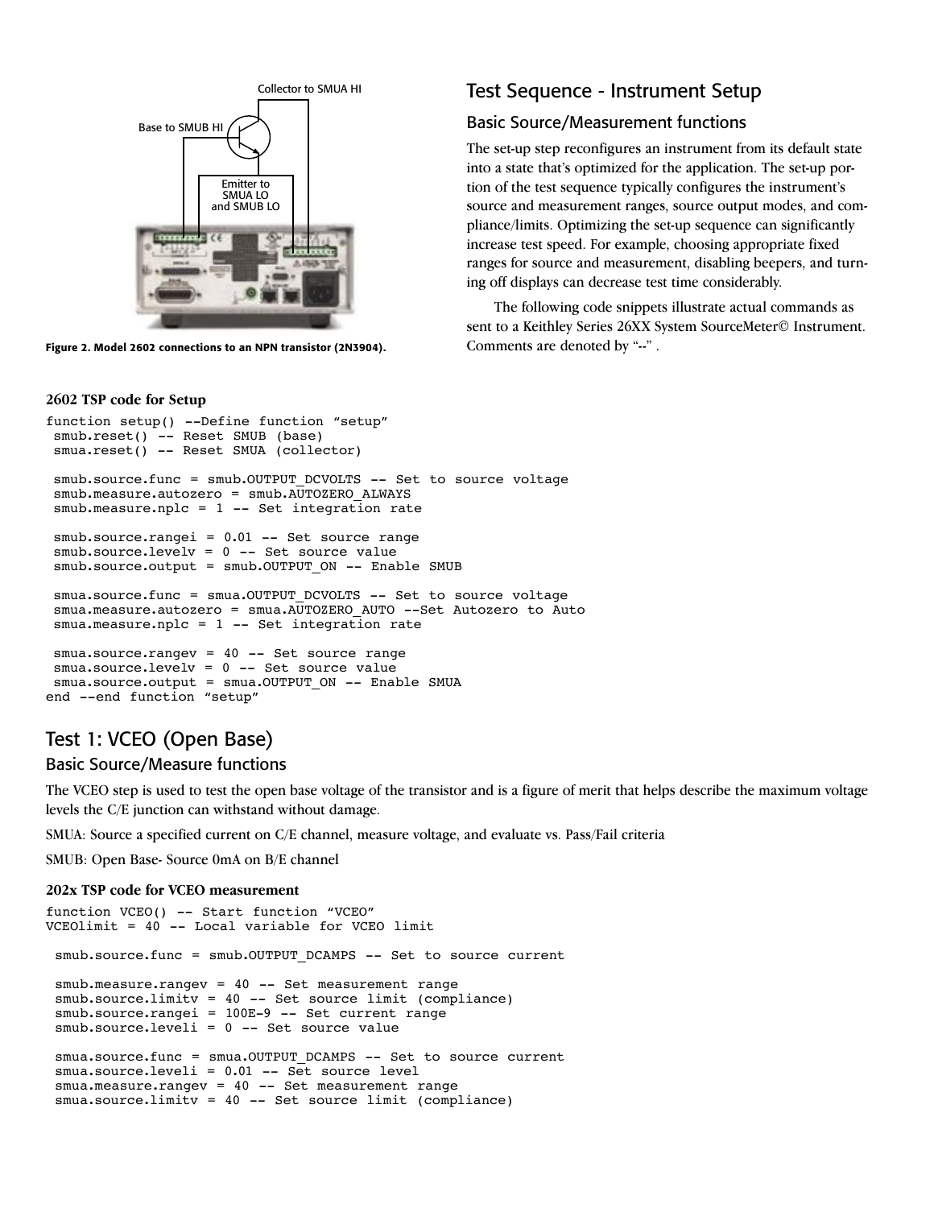Collector to SMUA HI

Base to SMUB HI

Emitter to SMUA LO and SMUB LO

**Figure 2. Model 2602 connections to an NPN transistor (2N3904).**

## Test Sequence - Instrument Setup

### Basic Source/Measurement functions

The set-up step reconfigures an instrument from its default state into a state that's optimized for the application. The set-up portion of the test sequence typically configures the instrument's source and measurement ranges, source output modes, and compliance/limits. Optimizing the set-up sequence can significantly increase test speed. For example, choosing appropriate fixed ranges for source and measurement, disabling beepers, and turning off displays can decrease test time considerably.

The following code snippets illustrate actual commands as sent to a Keithley Series 26XX System SourceMeter© Instrument. Comments are denoted by "--" .

**2602 TSP code for Setup**

```
function setup() --Define function "setup"
 smub.reset() -- Reset SMUB (base)
 smua.reset() -- Reset SMUA (collector)

 smub.source.func = smub.OUTPUT_DCVOLTS -- Set to source voltage
 smub.measure.autozero = smub.AUTOZERO_ALWAYS
 smub.measure.nplc = 1 -- Set integration rate

 smub.source.rangei = 0.01 -- Set source range
 smub.source.levelv = 0 -- Set source value
 smub.source.output = smub.OUTPUT_ON -- Enable SMUB

 smua.source.func = smua.OUTPUT_DCVOLTS -- Set to source voltage
 smua.measure.autozero = smua.AUTOZERO_AUTO --Set Autozero to Auto
 smua.measure.nplc = 1 -- Set integration rate

 smua.source.rangev = 40 -- Set source range
 smua.source.levelv = 0 -- Set source value
 smua.source.output = smua.OUTPUT_ON -- Enable SMUA
end --end function "setup"
```

## Test 1: VCEO (Open Base)

### Basic Source/Measure functions

The VCEO step is used to test the open base voltage of the transistor and is a figure of merit that helps describe the maximum voltage levels the C/E junction can withstand without damage.

SMUA: Source a specified current on C/E channel, measure voltage, and evaluate vs. Pass/Fail criteria

SMUB: Open Base- Source 0mA on B/E channel

**202x TSP code for VCEO measurement**

```
function VCEO() -- Start function "VCEO"
VCEOlimit = 40 -- Local variable for VCEO limit

 smub.source.func = smub.OUTPUT_DCAMPS -- Set to source current

 smub.measure.rangev = 40 -- Set measurement range
 smub.source.limitv = 40 -- Set source limit (compliance)
 smub.source.rangei = 100E-9 -- Set current range
 smub.source.leveli = 0 -- Set source value

 smua.source.func = smua.OUTPUT_DCAMPS -- Set to source current
 smua.source.leveli = 0.01 -- Set source level
 smua.measure.rangev = 40 -- Set measurement range
 smua.source.limitv = 40 -- Set source limit (compliance)
```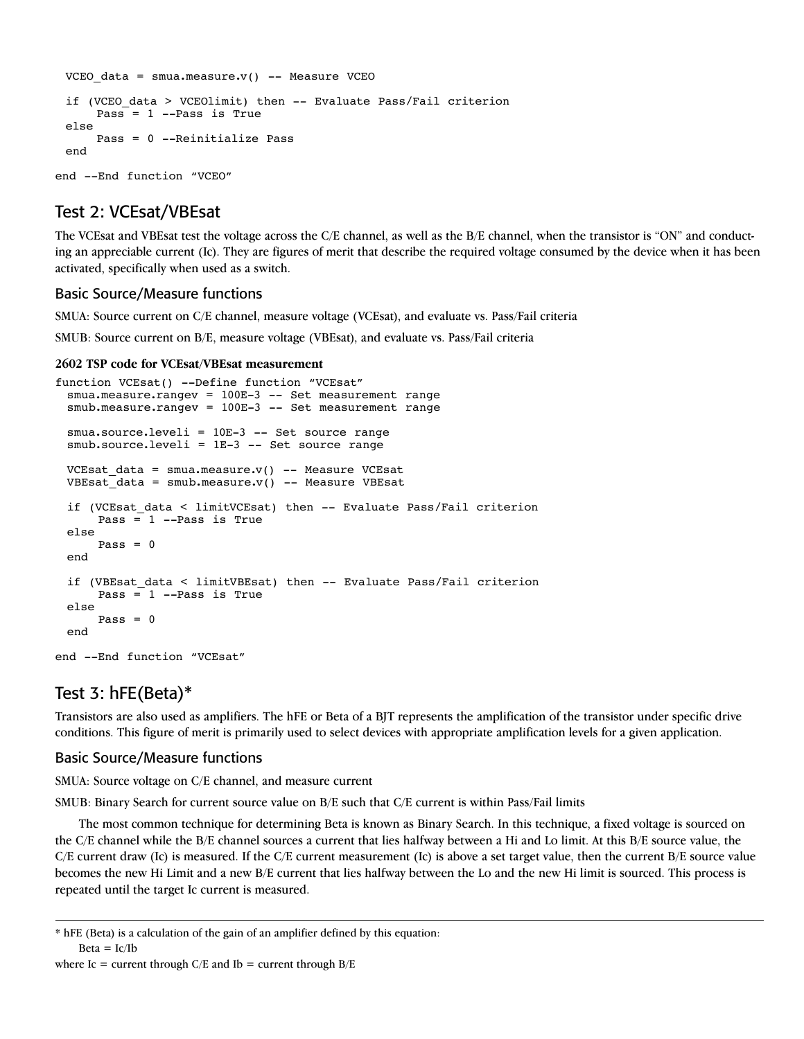```
  VCEO_data = smua.measure.v() -- Measure VCEO

  if (VCEO_data > VCEOlimit) then -- Evaluate Pass/Fail criterion
       Pass = 1 --Pass is True
  else
       Pass = 0 --Reinitialize Pass
  end

end --End function "VCEO"
```

## Test 2: VCEsat/VBEsat

The VCEsat and VBEsat test the voltage across the C/E channel, as well as the B/E channel, when the transistor is "ON" and conducting an appreciable current (Ic). They are figures of merit that describe the required voltage consumed by the device when it has been activated, specifically when used as a switch.

### Basic Source/Measure functions

SMUA: Source current on C/E channel, measure voltage (VCEsat), and evaluate vs. Pass/Fail criteria

SMUB: Source current on B/E, measure voltage (VBEsat), and evaluate vs. Pass/Fail criteria

**2602 TSP code for VCEsat/VBEsat measurement**

```
function VCEsat() --Define function "VCEsat"
  smua.measure.rangev = 100E-3 -- Set measurement range
  smub.measure.rangev = 100E-3 -- Set measurement range

  smua.source.leveli = 10E-3 -- Set source range
  smub.source.leveli = 1E-3 -- Set source range

  VCEsat_data = smua.measure.v() -- Measure VCEsat
  VBEsat_data = smub.measure.v() -- Measure VBEsat

  if (VCEsat_data < limitVCEsat) then -- Evaluate Pass/Fail criterion
       Pass = 1 --Pass is True
  else
       Pass = 0
  end

  if (VBEsat_data < limitVBEsat) then -- Evaluate Pass/Fail criterion
       Pass = 1 --Pass is True
  else
       Pass = 0
  end

end --End function "VCEsat"
```

## Test 3: hFE(Beta)*

Transistors are also used as amplifiers. The hFE or Beta of a BJT represents the amplification of the transistor under specific drive conditions. This figure of merit is primarily used to select devices with appropriate amplification levels for a given application.

### Basic Source/Measure functions

SMUA: Source voltage on C/E channel, and measure current

SMUB: Binary Search for current source value on B/E such that C/E current is within Pass/Fail limits

The most common technique for determining Beta is known as Binary Search. In this technique, a fixed voltage is sourced on the C/E channel while the B/E channel sources a current that lies halfway between a Hi and Lo limit. At this B/E source value, the C/E current draw (Ic) is measured. If the C/E current measurement (Ic) is above a set target value, then the current B/E source value becomes the new Hi Limit and a new B/E current that lies halfway between the Lo and the new Hi limit is sourced. This process is repeated until the target Ic current is measured.

---

* hFE (Beta) is a calculation of the gain of an amplifier defined by this equation:

$$Beta = Ic/Ib$$

where Ic = current through C/E and Ib = current through B/E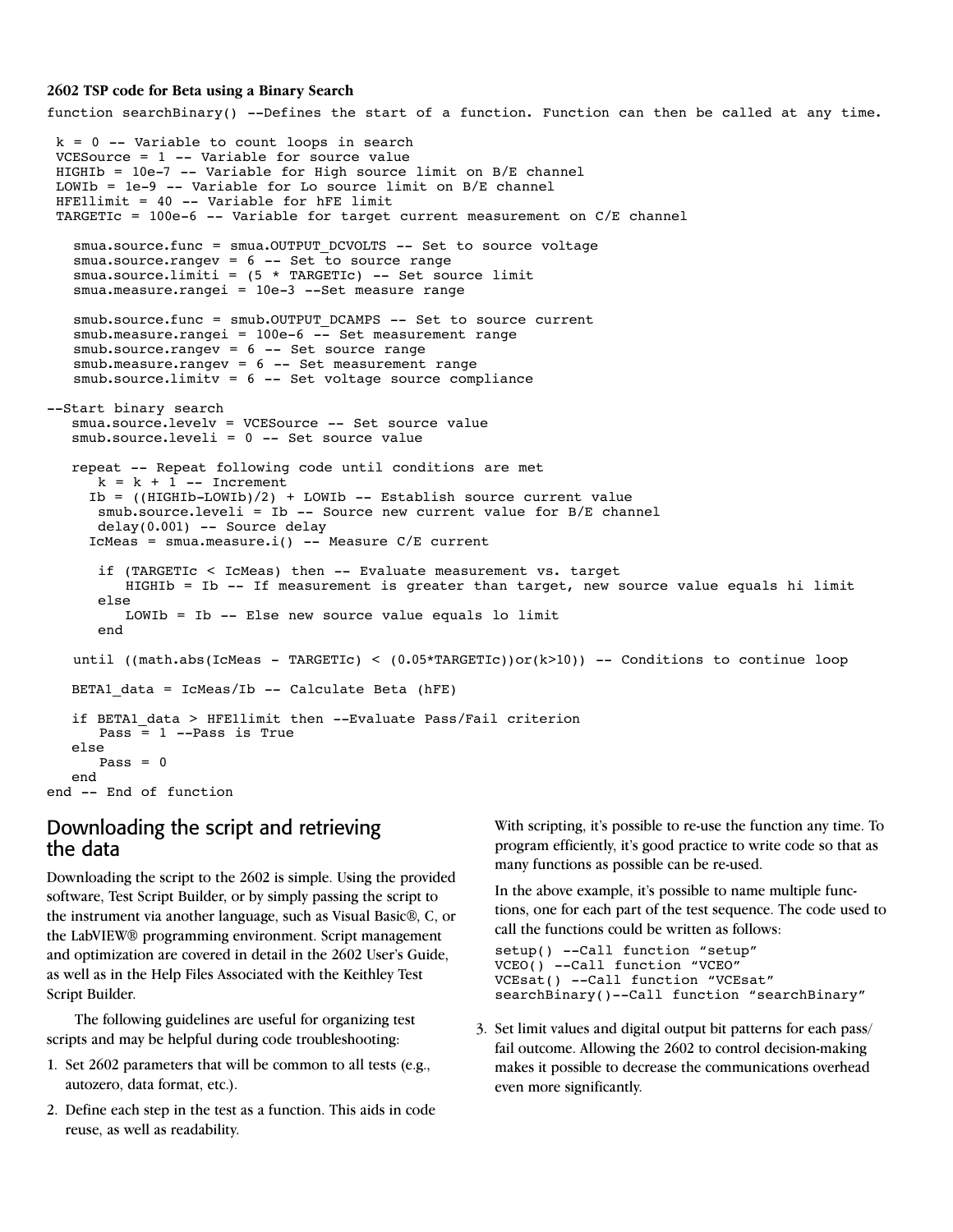**2602 TSP code for Beta using a Binary Search**

```
function searchBinary() --Defines the start of a function. Function can then be called at any time.

 k = 0 -- Variable to count loops in search
 VCESource = 1 -- Variable for source value
 HIGHIb = 10e-7 -- Variable for High source limit on B/E channel
 LOWIb = 1e-9 -- Variable for Lo source limit on B/E channel
 HFE1limit = 40 -- Variable for hFE limit
 TARGETIc = 100e-6 -- Variable for target current measurement on C/E channel

   smua.source.func = smua.OUTPUT_DCVOLTS -- Set to source voltage
   smua.source.rangev = 6 -- Set to source range
   smua.source.limiti = (5 * TARGETIc) -- Set source limit
   smua.measure.rangei = 10e-3 --Set measure range

   smub.source.func = smub.OUTPUT_DCAMPS -- Set to source current
   smub.measure.rangei = 100e-6 -- Set measurement range
   smub.source.rangev = 6 -- Set source range
   smub.measure.rangev = 6 -- Set measurement range
   smub.source.limitv = 6 -- Set voltage source compliance

--Start binary search
   smua.source.levelv = VCESource -- Set source value
   smub.source.leveli = 0 -- Set source value

   repeat -- Repeat following code until conditions are met
      k = k + 1 -- Increment
     Ib = ((HIGHIb-LOWIb)/2) + LOWIb -- Establish source current value
      smub.source.leveli = Ib -- Source new current value for B/E channel
      delay(0.001) -- Source delay
     IcMeas = smua.measure.i() -- Measure C/E current

      if (TARGETIc < IcMeas) then -- Evaluate measurement vs. target
         HIGHIb = Ib -- If measurement is greater than target, new source value equals hi limit
      else
         LOWIb = Ib -- Else new source value equals lo limit
      end

   until ((math.abs(IcMeas - TARGETIc) < (0.05*TARGETIc))or(k>10)) -- Conditions to continue loop

   BETA1_data = IcMeas/Ib -- Calculate Beta (hFE)

   if BETA1_data > HFE1limit then --Evaluate Pass/Fail criterion
      Pass = 1 --Pass is True
   else
      Pass = 0
   end
end -- End of function
```

## Downloading the script and retrieving the data

Downloading the script to the 2602 is simple. Using the provided software, Test Script Builder, or by simply passing the script to the instrument via another language, such as Visual Basic®, C, or the LabVIEW® programming environment. Script management and optimization are covered in detail in the 2602 User's Guide, as well as in the Help Files Associated with the Keithley Test Script Builder.

The following guidelines are useful for organizing test scripts and may be helpful during code troubleshooting:

1. Set 2602 parameters that will be common to all tests (e.g., autozero, data format, etc.).
2. Define each step in the test as a function. This aids in code reuse, as well as readability.

With scripting, it's possible to re-use the function any time. To program efficiently, it's good practice to write code so that as many functions as possible can be re-used.

In the above example, it's possible to name multiple functions, one for each part of the test sequence. The code used to call the functions could be written as follows:

```
setup() --Call function "setup"
VCEO() --Call function "VCEO"
VCEsat() --Call function "VCEsat"
searchBinary()--Call function "searchBinary"
```

3. Set limit values and digital output bit patterns for each pass/fail outcome. Allowing the 2602 to control decision-making makes it possible to decrease the communications overhead even more significantly.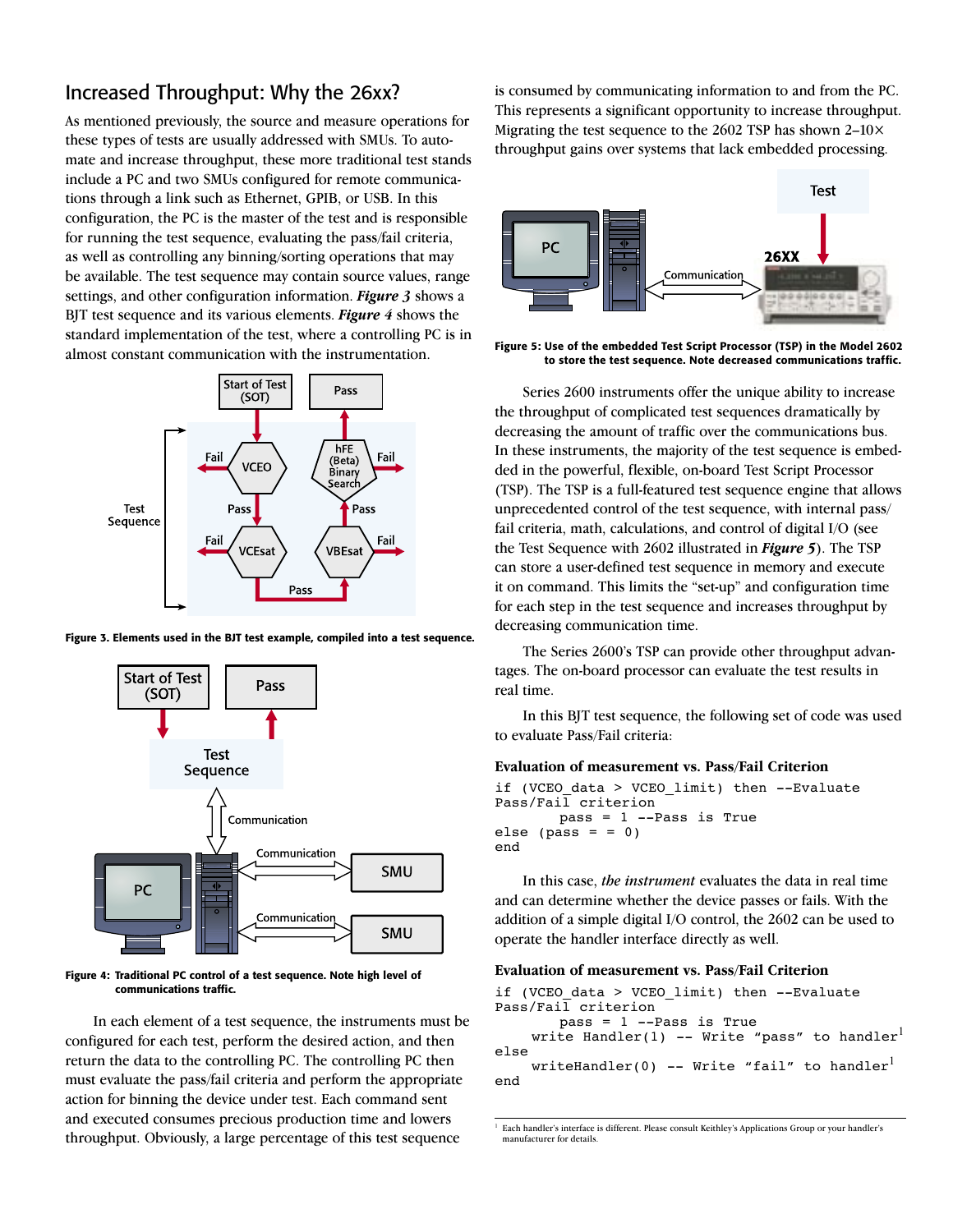## Increased Throughput: Why the 26xx?

As mentioned previously, the source and measure operations for these types of tests are usually addressed with SMUs. To automate and increase throughput, these more traditional test stands include a PC and two SMUs configured for remote communications through a link such as Ethernet, GPIB, or USB. In this configuration, the PC is the master of the test and is responsible for running the test sequence, evaluating the pass/fail criteria, as well as controlling any binning/sorting operations that may be available. The test sequence may contain source values, range settings, and other configuration information. ***Figure 3*** shows a BJT test sequence and its various elements. ***Figure 4*** shows the standard implementation of the test, where a controlling PC is in almost constant communication with the instrumentation.

**Figure 3. Elements used in the BJT test example, compiled into a test sequence.**

**Figure 4: Traditional PC control of a test sequence. Note high level of communications traffic.**

In each element of a test sequence, the instruments must be configured for each test, perform the desired action, and then return the data to the controlling PC. The controlling PC then must evaluate the pass/fail criteria and perform the appropriate action for binning the device under test. Each command sent and executed consumes precious production time and lowers throughput. Obviously, a large percentage of this test sequence is consumed by communicating information to and from the PC. This represents a significant opportunity to increase throughput. Migrating the test sequence to the 2602 TSP has shown 2–10× throughput gains over systems that lack embedded processing.

**Figure 5: Use of the embedded Test Script Processor (TSP) in the Model 2602 to store the test sequence. Note decreased communications traffic.**

Series 2600 instruments offer the unique ability to increase the throughput of complicated test sequences dramatically by decreasing the amount of traffic over the communications bus. In these instruments, the majority of the test sequence is embedded in the powerful, flexible, on-board Test Script Processor (TSP). The TSP is a full-featured test sequence engine that allows unprecedented control of the test sequence, with internal pass/fail criteria, math, calculations, and control of digital I/O (see the Test Sequence with 2602 illustrated in ***Figure 5***). The TSP can store a user-defined test sequence in memory and execute it on command. This limits the "set-up" and configuration time for each step in the test sequence and increases throughput by decreasing communication time.

The Series 2600's TSP can provide other throughput advantages. The on-board processor can evaluate the test results in real time.

In this BJT test sequence, the following set of code was used to evaluate Pass/Fail criteria:

**Evaluation of measurement vs. Pass/Fail Criterion**

```
if (VCEO_data > VCEO_limit) then --Evaluate
Pass/Fail criterion
         pass = 1 --Pass is True
else (pass = = 0)
end
```

In this case, *the instrument* evaluates the data in real time and can determine whether the device passes or fails. With the addition of a simple digital I/O control, the 2602 can be used to operate the handler interface directly as well.

**Evaluation of measurement vs. Pass/Fail Criterion**

```
if (VCEO_data > VCEO_limit) then --Evaluate
Pass/Fail criterion
         pass = 1 --Pass is True
     write Handler(1) -- Write "pass" to handler[1]
else
     writeHandler(0) -- Write "fail" to handler[1]
end
```

[1] Each handler's interface is different. Please consult Keithley's Applications Group or your handler's manufacturer for details.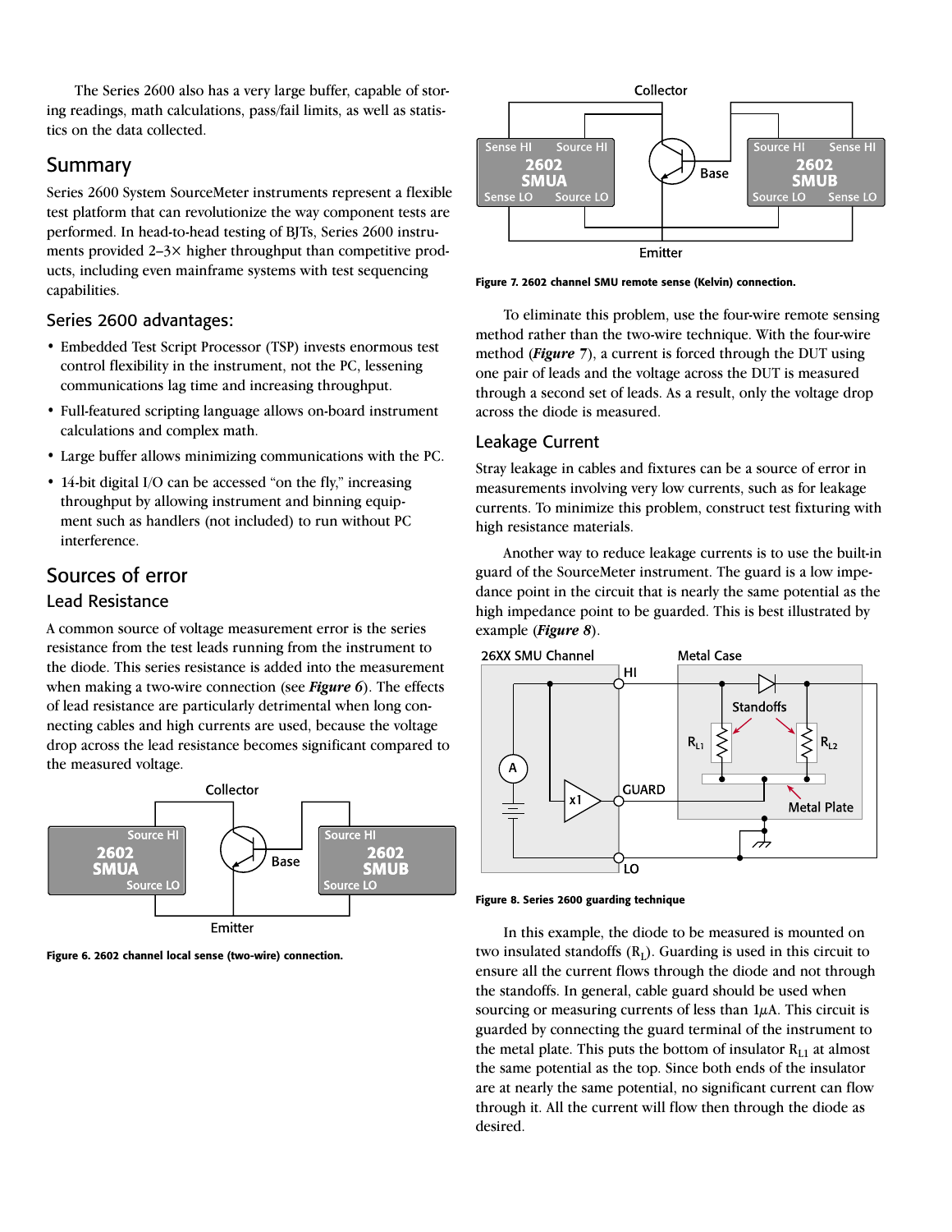The Series 2600 also has a very large buffer, capable of storing readings, math calculations, pass/fail limits, as well as statistics on the data collected.

## Summary

Series 2600 System SourceMeter instruments represent a flexible test platform that can revolutionize the way component tests are performed. In head-to-head testing of BJTs, Series 2600 instruments provided 2–3× higher throughput than competitive products, including even mainframe systems with test sequencing capabilities.

### Series 2600 advantages:

- Embedded Test Script Processor (TSP) invests enormous test control flexibility in the instrument, not the PC, lessening communications lag time and increasing throughput.
- Full-featured scripting language allows on-board instrument calculations and complex math.
- Large buffer allows minimizing communications with the PC.
- 14-bit digital I/O can be accessed "on the fly," increasing throughput by allowing instrument and binning equipment such as handlers (not included) to run without PC interference.

## Sources of error

### Lead Resistance

A common source of voltage measurement error is the series resistance from the test leads running from the instrument to the diode. This series resistance is added into the measurement when making a two-wire connection (see ***Figure 6***). The effects of lead resistance are particularly detrimental when long connecting cables and high currents are used, because the voltage drop across the lead resistance becomes significant compared to the measured voltage.

**Figure 6. 2602 channel local sense (two-wire) connection.**

**Figure 7. 2602 channel SMU remote sense (Kelvin) connection.**

To eliminate this problem, use the four-wire remote sensing method rather than the two-wire technique. With the four-wire method (***Figure 7***), a current is forced through the DUT using one pair of leads and the voltage across the diode is measured through a second set of leads. As a result, only the voltage drop across the diode is measured.

### Leakage Current

Stray leakage in cables and fixtures can be a source of error in measurements involving very low currents, such as for leakage currents. To minimize this problem, construct test fixturing with high resistance materials.

Another way to reduce leakage currents is to use the built-in guard of the SourceMeter instrument. The guard is a low impedance point in the circuit that is nearly the same potential as the high impedance point to be guarded. This is best illustrated by example (***Figure 8***).

**Figure 8. Series 2600 guarding technique**

In this example, the diode to be measured is mounted on two insulated standoffs ($R_L$). Guarding is used in this circuit to ensure all the current flows through the diode and not through the standoffs. In general, cable guard should be used when sourcing or measuring currents of less than 1$\mu$A. This circuit is guarded by connecting the guard terminal of the instrument to the metal plate. This puts the bottom of insulator $R_{L1}$ at almost the same potential as the top. Since both ends of the insulator are at nearly the same potential, no significant current can flow through it. All the current will flow then through the diode as desired.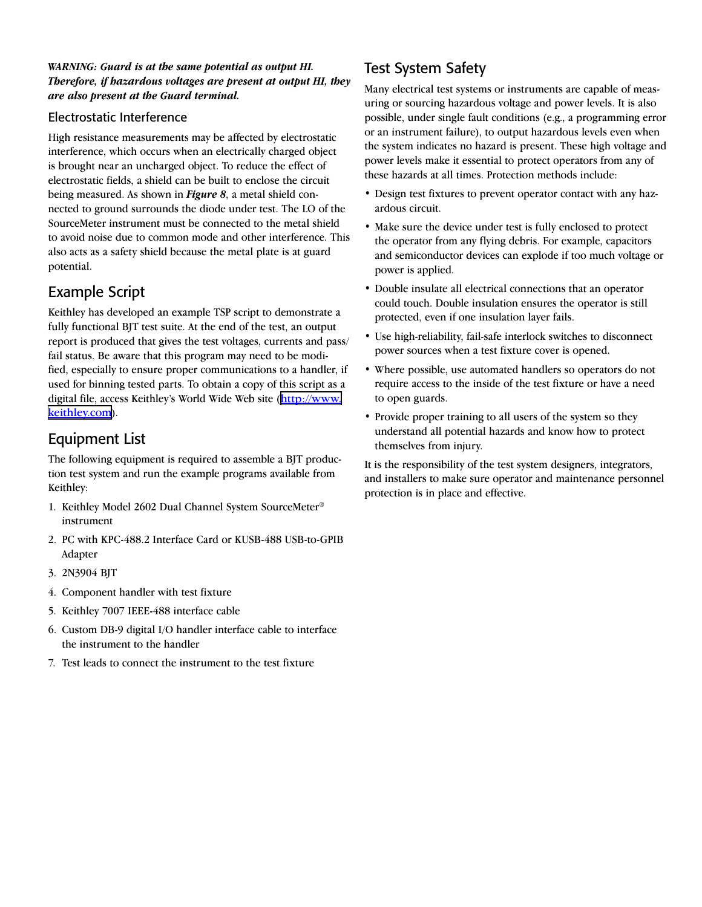***WARNING: Guard is at the same potential as output HI. Therefore, if hazardous voltages are present at output HI, they are also present at the Guard terminal.***

### Electrostatic Interference

High resistance measurements may be affected by electrostatic interference, which occurs when an electrically charged object is brought near an uncharged object. To reduce the effect of electrostatic fields, a shield can be built to enclose the circuit being measured. As shown in ***Figure 8***, a metal shield connected to ground surrounds the diode under test. The LO of the SourceMeter instrument must be connected to the metal shield to avoid noise due to common mode and other interference. This also acts as a safety shield because the metal plate is at guard potential.

## Example Script

Keithley has developed an example TSP script to demonstrate a fully functional BJT test suite. At the end of the test, an output report is produced that gives the test voltages, currents and pass/fail status. Be aware that this program may need to be modified, especially to ensure proper communications to a handler, if used for binning tested parts. To obtain a copy of this script as a digital file, access Keithley's World Wide Web site (http://www.keithley.com).

## Equipment List

The following equipment is required to assemble a BJT production test system and run the example programs available from Keithley:

1. Keithley Model 2602 Dual Channel System SourceMeter® instrument
2. PC with KPC-488.2 Interface Card or KUSB-488 USB-to-GPIB Adapter
3. 2N3904 BJT
4. Component handler with test fixture
5. Keithley 7007 IEEE-488 interface cable
6. Custom DB-9 digital I/O handler interface cable to interface the instrument to the handler
7. Test leads to connect the instrument to the test fixture

## Test System Safety

Many electrical test systems or instruments are capable of measuring or sourcing hazardous voltage and power levels. It is also possible, under single fault conditions (e.g., a programming error or an instrument failure), to output hazardous levels even when the system indicates no hazard is present. These high voltage and power levels make it essential to protect operators from any of these hazards at all times. Protection methods include:

- Design test fixtures to prevent operator contact with any hazardous circuit.
- Make sure the device under test is fully enclosed to protect the operator from any flying debris. For example, capacitors and semiconductor devices can explode if too much voltage or power is applied.
- Double insulate all electrical connections that an operator could touch. Double insulation ensures the operator is still protected, even if one insulation layer fails.
- Use high-reliability, fail-safe interlock switches to disconnect power sources when a test fixture cover is opened.
- Where possible, use automated handlers so operators do not require access to the inside of the test fixture or have a need to open guards.
- Provide proper training to all users of the system so they understand all potential hazards and know how to protect themselves from injury.

It is the responsibility of the test system designers, integrators, and installers to make sure operator and maintenance personnel protection is in place and effective.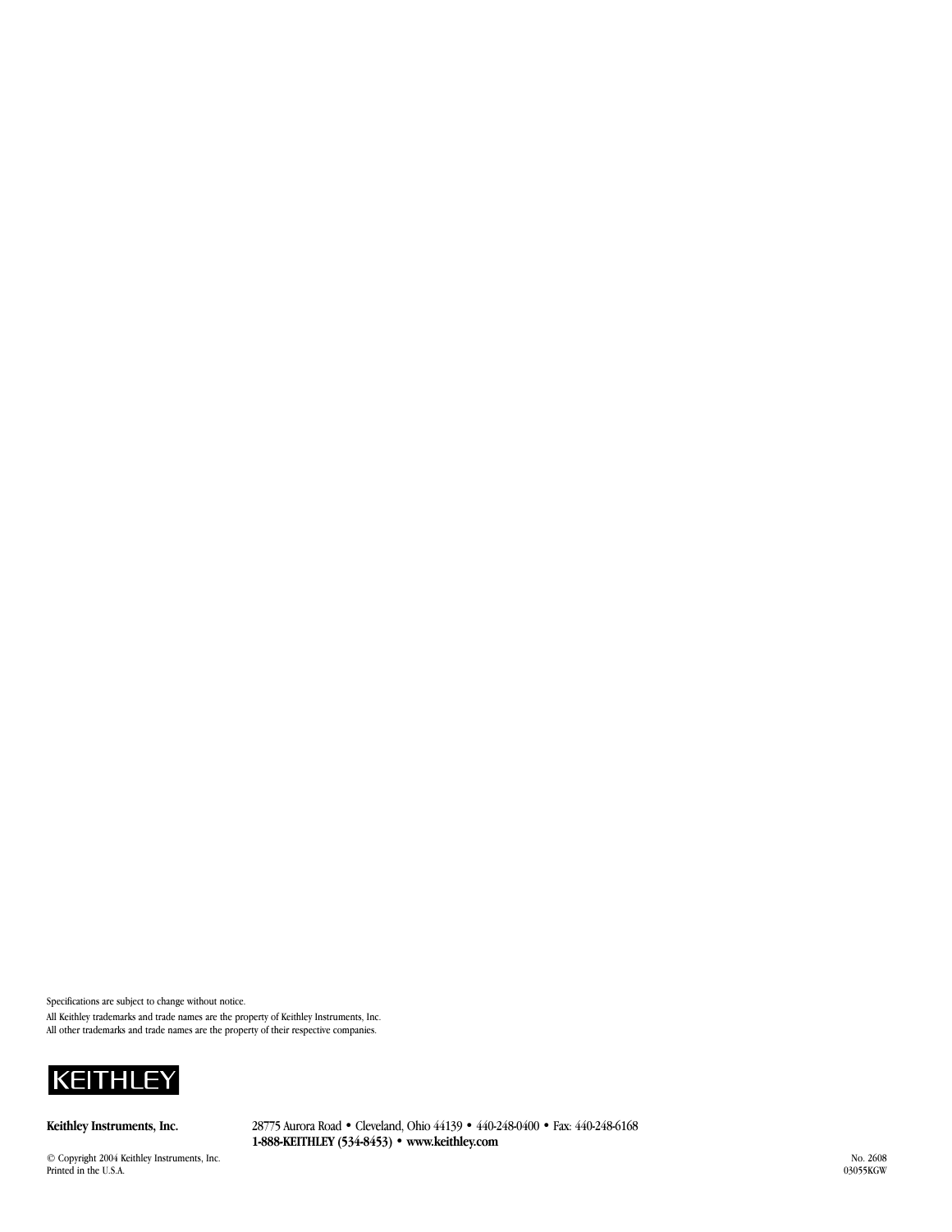Specifications are subject to change without notice.

All Keithley trademarks and trade names are the property of Keithley Instruments, Inc.
All other trademarks and trade names are the property of their respective companies.

KEITHLEY

**Keithley Instruments, Inc.** 28775 Aurora Road • Cleveland, Ohio 44139 • 440-248-0400 • Fax: 440-248-6168
**1-888-KEITHLEY (534-8453) • www.keithley.com**

© Copyright 2004 Keithley Instruments, Inc.
Printed in the U.S.A.

No. 2608
03055KGW